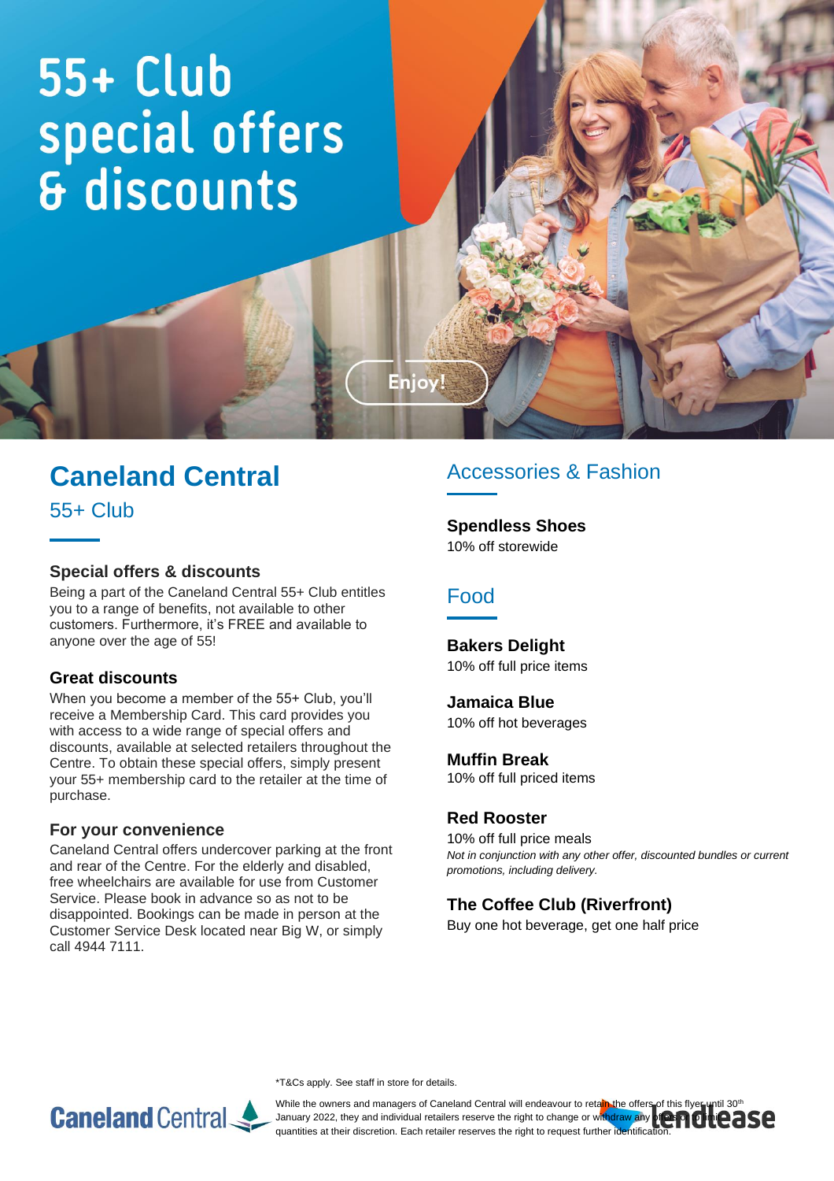# 55+ Club special offers & discounts

Enjoy!

## Caneland Central

55+ Club

### Special offers & discounts

Being a part of the Caneland Central 55+ Club entitles you to a range of benefits, not available to other customers. Furthermore, it's FREE and available to anyone over the age of 55!

### Great discounts

When you become a member of the 55+ Club, you'll receive a Membership Card. This card provides you with access to a wide range of special offers and discounts, available at selected retailers throughout the Centre. To obtain these special offers, simply present your 55+ membership card to the retailer at the time of purchase.

### For your convenience

Caneland Central offers undercover parking at the front and rear of the Centre. For the elderly and disabled, free wheelchairs are available for use from Customer Service. Please book in advance so as not to be disappointed. Bookings can be made in person at the Customer Service Desk located near Big W, or simply call 4944 7111.

## Accessories & Fashion

**Spendless Shoes**
10% off storewide

## Food

**Bakers Delight**
10% off full price items

**Jamaica Blue**
10% off hot beverages

**Muffin Break**
10% off full priced items

**Red Rooster**
10% off full price meals
*Not in conjunction with any other offer, discounted bundles or current promotions, including delivery.*

**The Coffee Club (Riverfront)**
Buy one hot beverage, get one half price

*T&Cs apply. See staff in store for details.

While the owners and managers of Caneland Central will endeavour to retain the offers of this flyer until 30th January 2022, they and individual retailers reserve the right to change or withdraw any offers or to limit quantities at their discretion. Each retailer reserves the right to request further identification.

Caneland Central

lendlease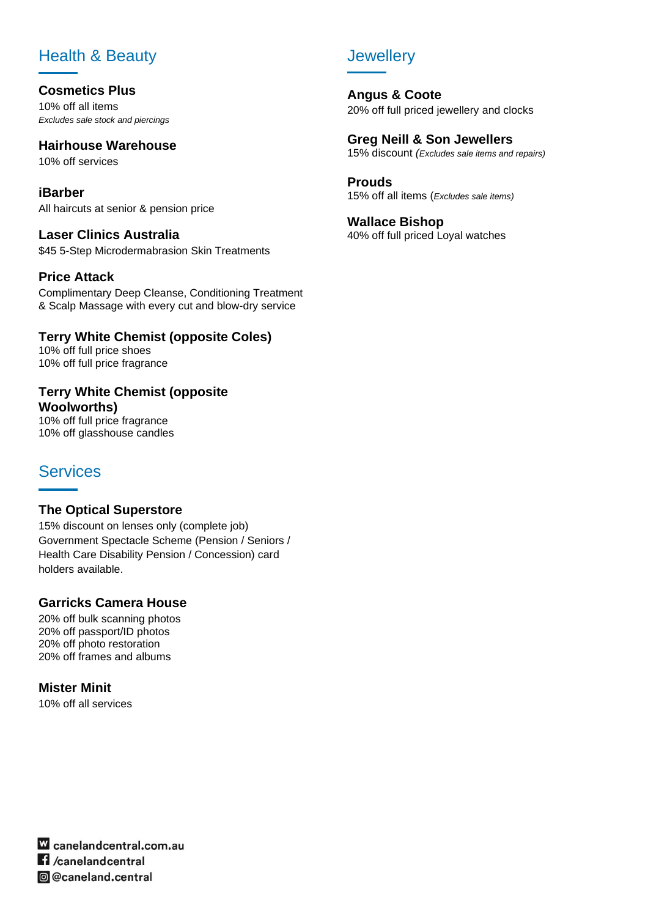## Health & Beauty

**Cosmetics Plus**
10% off all items
*Excludes sale stock and piercings*

**Hairhouse Warehouse**
10% off services

**iBarber**
All haircuts at senior & pension price

**Laser Clinics Australia**
$45 5-Step Microdermabrasion Skin Treatments

**Price Attack**
Complimentary Deep Cleanse, Conditioning Treatment & Scalp Massage with every cut and blow-dry service

**Terry White Chemist (opposite Coles)**
10% off full price shoes
10% off full price fragrance

**Terry White Chemist (opposite Woolworths)**
10% off full price fragrance
10% off glasshouse candles

## Services

**The Optical Superstore**
15% discount on lenses only (complete job)
Government Spectacle Scheme (Pension / Seniors / Health Care Disability Pension / Concession) card holders available.

**Garricks Camera House**
20% off bulk scanning photos
20% off passport/ID photos
20% off photo restoration
20% off frames and albums

**Mister Minit**
10% off all services

## Jewellery

**Angus & Coote**
20% off full priced jewellery and clocks

**Greg Neill & Son Jewellers**
15% discount *(Excludes sale items and repairs)*

**Prouds**
15% off all items (*Excludes sale items*)

**Wallace Bishop**
40% off full priced Loyal watches

canelandcentral.com.au
/canelandcentral
@caneland.central